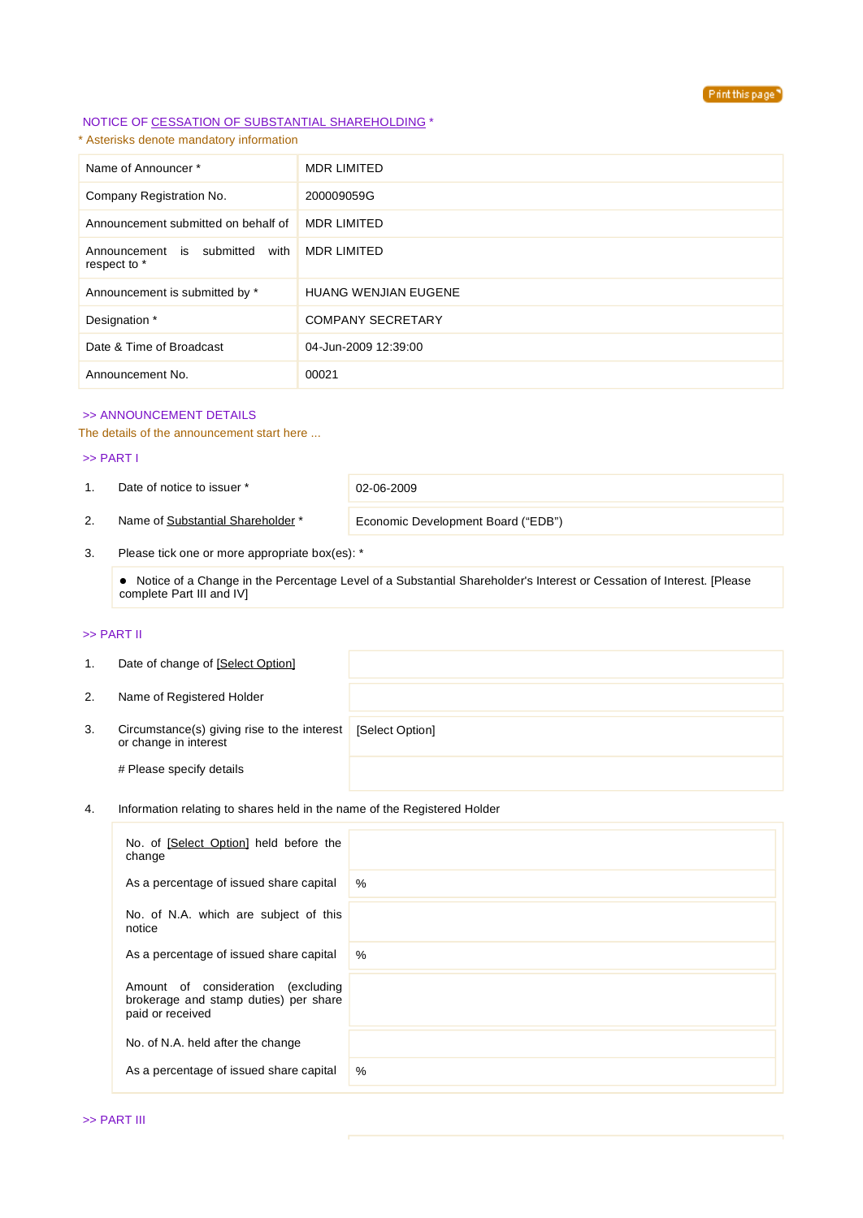Print this page

NOTICE OF CESSATION OF SUBSTANTIAL SHAREHOLDING *

* Asterisks denote mandatory information

| Name of Announcer * | MDR LIMITED |
|---|---|
| Company Registration No. | 200009059G |
| Announcement submitted on behalf of | MDR LIMITED |
| Announcement is submitted with respect to * | MDR LIMITED |
| Announcement is submitted by * | HUANG WENJIAN EUGENE |
| Designation * | COMPANY SECRETARY |
| Date & Time of Broadcast | 04-Jun-2009 12:39:00 |
| Announcement No. | 00021 |

>> ANNOUNCEMENT DETAILS

The details of the announcement start here ...

>> PART I

| | | |
|---|---|---|
| 1. | Date of notice to issuer * | 02-06-2009 |
| 2. | Name of Substantial Shareholder * | Economic Development Board ("EDB") |

3. Please tick one or more appropriate box(es): *

- Notice of a Change in the Percentage Level of a Substantial Shareholder's Interest or Cessation of Interest. [Please complete Part III and IV]

>> PART II

| | | |
|---|---|---|
| 1. | Date of change of [Select Option] | |
| 2. | Name of Registered Holder | |
| 3. | Circumstance(s) giving rise to the interest or change in interest | [Select Option] |
| | # Please specify details | |

4. Information relating to shares held in the name of the Registered Holder

| | |
|---|---|
| No. of [Select Option] held before the change | |
| As a percentage of issued share capital | % |
| No. of N.A. which are subject of this notice | |
| As a percentage of issued share capital | % |
| Amount of consideration (excluding brokerage and stamp duties) per share paid or received | |
| No. of N.A. held after the change | |
| As a percentage of issued share capital | % |

>> PART III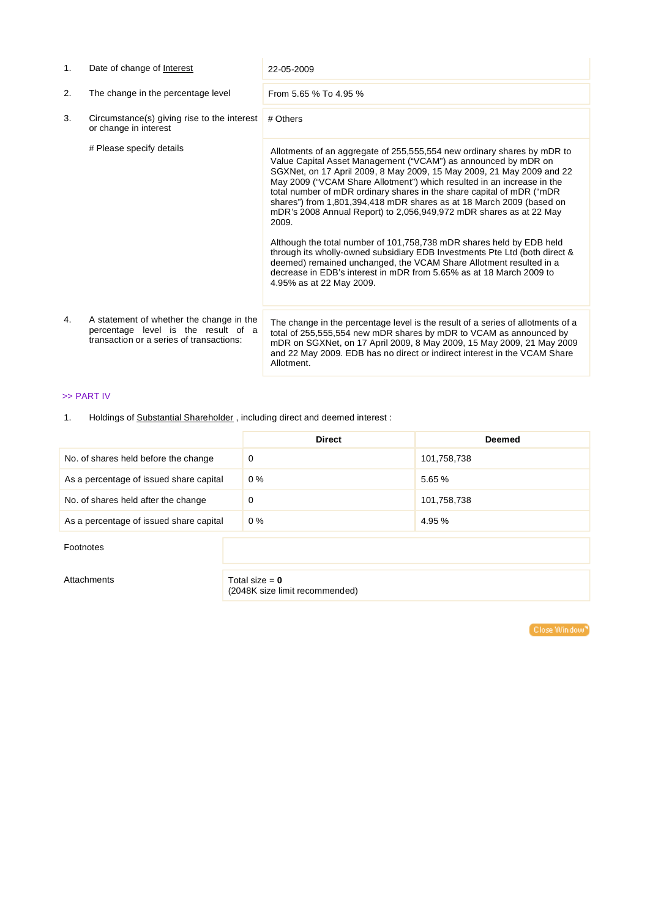| | | |
|---|---|---|
| 1. | Date of change of Interest | 22-05-2009 |
| 2. | The change in the percentage level | From 5.65 % To 4.95 % |
| 3. | Circumstance(s) giving rise to the interest or change in interest | # Others |
| | # Please specify details | Allotments of an aggregate of 255,555,554 new ordinary shares by mDR to Value Capital Asset Management ("VCAM") as announced by mDR on SGXNet, on 17 April 2009, 8 May 2009, 15 May 2009, 21 May 2009 and 22 May 2009 ("VCAM Share Allotment") which resulted in an increase in the total number of mDR ordinary shares in the share capital of mDR ("mDR shares") from 1,801,394,418 mDR shares as at 18 March 2009 (based on mDR's 2008 Annual Report) to 2,056,949,972 mDR shares as at 22 May 2009.<br><br>Although the total number of 101,758,738 mDR shares held by EDB held through its wholly-owned subsidiary EDB Investments Pte Ltd (both direct & deemed) remained unchanged, the VCAM Share Allotment resulted in a decrease in EDB's interest in mDR from 5.65% as at 18 March 2009 to 4.95% as at 22 May 2009. |
| 4. | A statement of whether the change in the percentage level is the result of a transaction or a series of transactions: | The change in the percentage level is the result of a series of allotments of a total of 255,555,554 new mDR shares by mDR to VCAM as announced by mDR on SGXNet, on 17 April 2009, 8 May 2009, 15 May 2009, 21 May 2009 and 22 May 2009. EDB has no direct or indirect interest in the VCAM Share Allotment. |

>> PART IV

1. Holdings of Substantial Shareholder , including direct and deemed interest :

| | Direct | Deemed |
|---|---|---|
| No. of shares held before the change | 0 | 101,758,738 |
| As a percentage of issued share capital | 0 % | 5.65 % |
| No. of shares held after the change | 0 | 101,758,738 |
| As a percentage of issued share capital | 0 % | 4.95 % |

Footnotes

Attachments

Total size = **0**
(2048K size limit recommended)